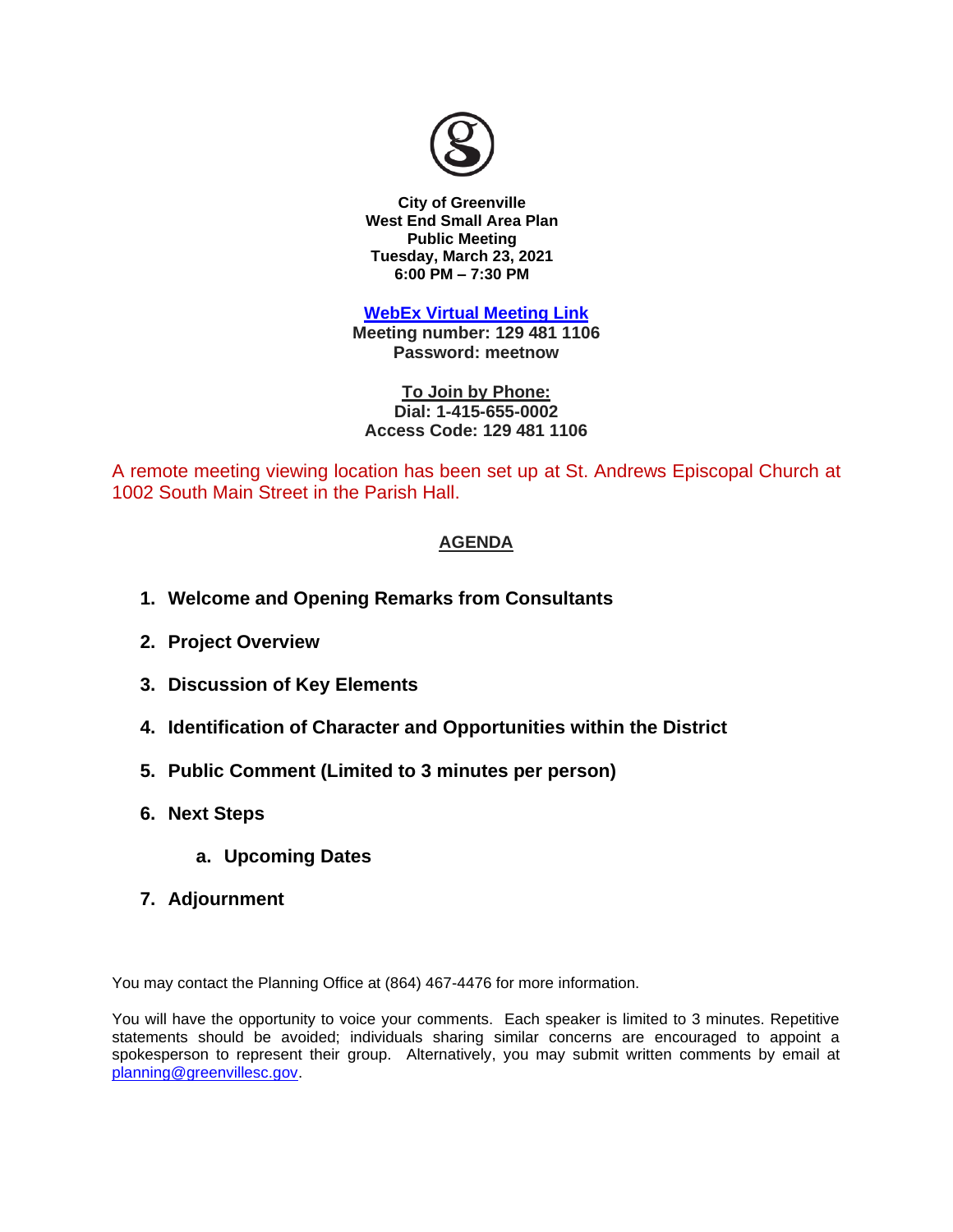**City of Greenville**
**West End Small Area Plan**
**Public Meeting**
**Tuesday, March 23, 2021**
**6:00 PM – 7:30 PM**

**WebEx Virtual Meeting Link**
**Meeting number: 129 481 1106**
**Password: meetnow**

**To Join by Phone:**
**Dial: 1-415-655-0002**
**Access Code: 129 481 1106**

A remote meeting viewing location has been set up at St. Andrews Episcopal Church at 1002 South Main Street in the Parish Hall.

## AGENDA

1. **Welcome and Opening Remarks from Consultants**
2. **Project Overview**
3. **Discussion of Key Elements**
4. **Identification of Character and Opportunities within the District**
5. **Public Comment (Limited to 3 minutes per person)**
6. **Next Steps**
   a. **Upcoming Dates**
7. **Adjournment**

You may contact the Planning Office at (864) 467-4476 for more information.

You will have the opportunity to voice your comments. Each speaker is limited to 3 minutes. Repetitive statements should be avoided; individuals sharing similar concerns are encouraged to appoint a spokesperson to represent their group. Alternatively, you may submit written comments by email at planning@greenvillesc.gov.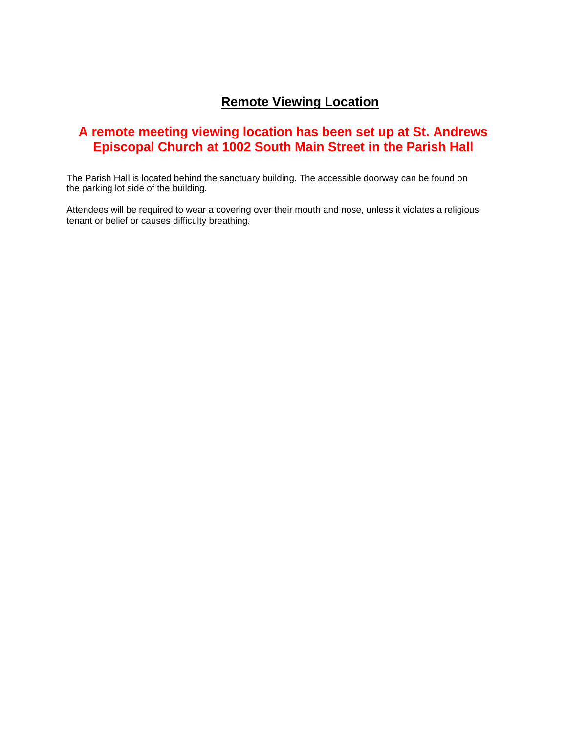# Remote Viewing Location

## A remote meeting viewing location has been set up at St. Andrews Episcopal Church at 1002 South Main Street in the Parish Hall

The Parish Hall is located behind the sanctuary building. The accessible doorway can be found on the parking lot side of the building.

Attendees will be required to wear a covering over their mouth and nose, unless it violates a religious tenant or belief or causes difficulty breathing.